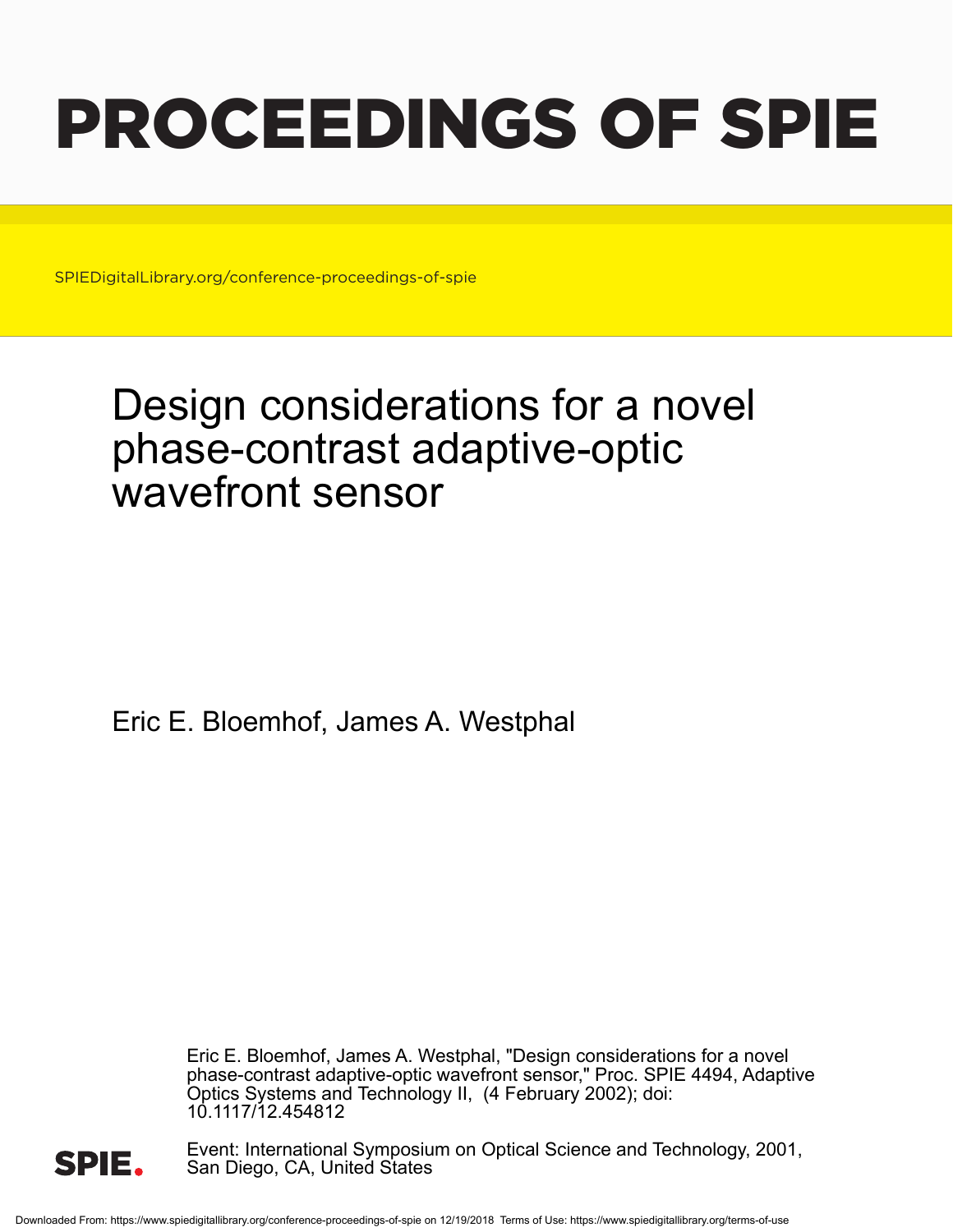# PROCEEDINGS OF SPIE

SPIEDigitalLibrary.org/conference-proceedings-of-spie

## Design considerations for a novel phase-contrast adaptive-optic wavefront sensor

Eric E. Bloemhof, James A. Westphal

Eric E. Bloemhof, James A. Westphal, "Design considerations for a novel phase-contrast adaptive-optic wavefront sensor," Proc. SPIE 4494, Adaptive Optics Systems and Technology II, (4 February 2002); doi: 10.1117/12.454812

Event: International Symposium on Optical Science and Technology, 2001, San Diego, CA, United States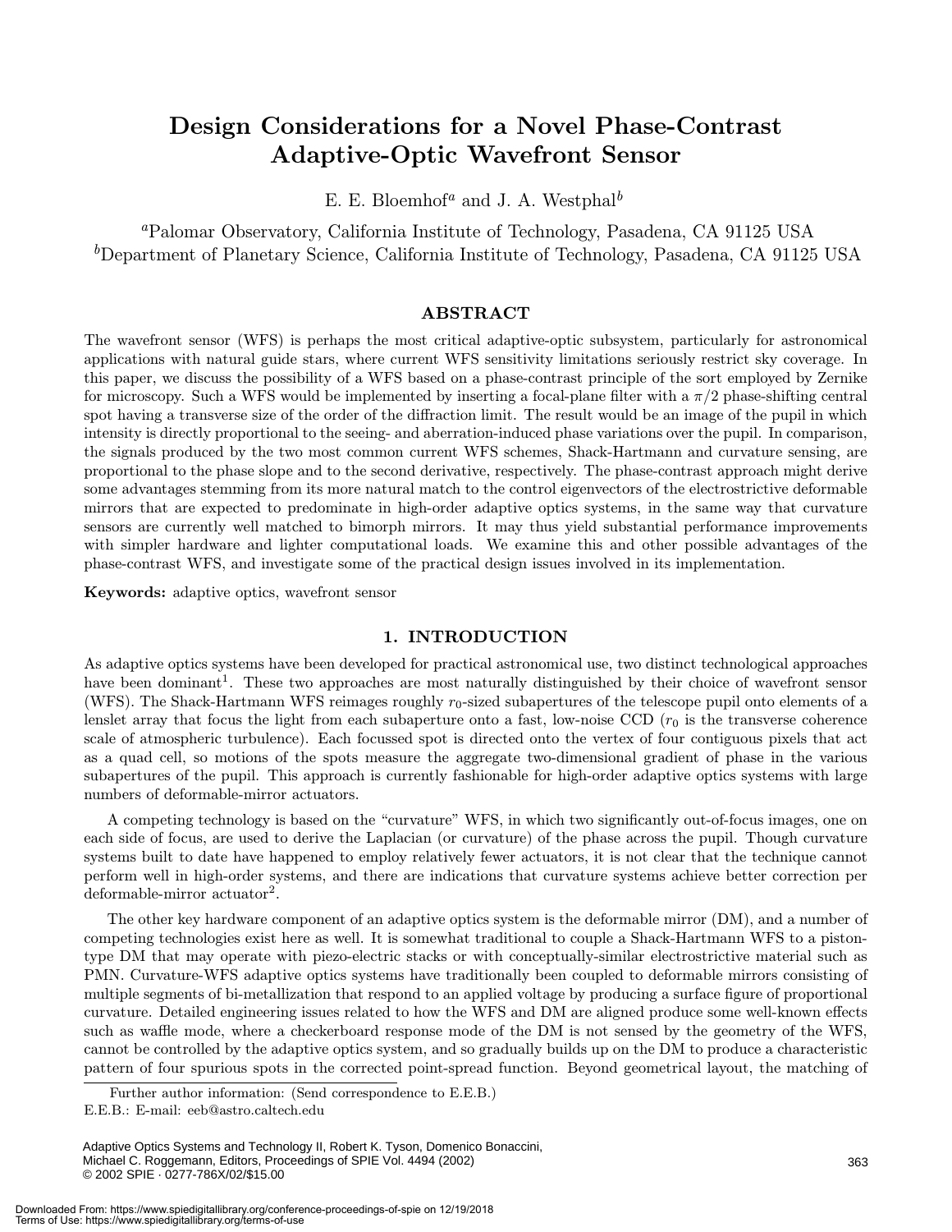# Design Considerations for a Novel Phase-Contrast Adaptive-Optic Wavefront Sensor

E. E. Bloemhof[a] and J. A. Westphal[b]

[a]Palomar Observatory, California Institute of Technology, Pasadena, CA 91125 USA
[b]Department of Planetary Science, California Institute of Technology, Pasadena, CA 91125 USA

## ABSTRACT

The wavefront sensor (WFS) is perhaps the most critical adaptive-optic subsystem, particularly for astronomical applications with natural guide stars, where current WFS sensitivity limitations seriously restrict sky coverage. In this paper, we discuss the possibility of a WFS based on a phase-contrast principle of the sort employed by Zernike for microscopy. Such a WFS would be implemented by inserting a focal-plane filter with a $\pi/2$ phase-shifting central spot having a transverse size of the order of the diffraction limit. The result would be an image of the pupil in which intensity is directly proportional to the seeing- and aberration-induced phase variations over the pupil. In comparison, the signals produced by the two most common current WFS schemes, Shack-Hartmann and curvature sensing, are proportional to the phase slope and to the second derivative, respectively. The phase-contrast approach might derive some advantages stemming from its more natural match to the control eigenvectors of the electrostrictive deformable mirrors that are expected to predominate in high-order adaptive optics systems, in the same way that curvature sensors are currently well matched to bimorph mirrors. It may thus yield substantial performance improvements with simpler hardware and lighter computational loads. We examine this and other possible advantages of the phase-contrast WFS, and investigate some of the practical design issues involved in its implementation.

**Keywords:** adaptive optics, wavefront sensor

## 1. INTRODUCTION

As adaptive optics systems have been developed for practical astronomical use, two distinct technological approaches have been dominant[1]. These two approaches are most naturally distinguished by their choice of wavefront sensor (WFS). The Shack-Hartmann WFS reimages roughly $r_0$-sized subapertures of the telescope pupil onto elements of a lenslet array that focus the light from each subaperture onto a fast, low-noise CCD ($r_0$ is the transverse coherence scale of atmospheric turbulence). Each focussed spot is directed onto the vertex of four contiguous pixels that act as a quad cell, so motions of the spots measure the aggregate two-dimensional gradient of phase in the various subapertures of the pupil. This approach is currently fashionable for high-order adaptive optics systems with large numbers of deformable-mirror actuators.

A competing technology is based on the "curvature" WFS, in which two significantly out-of-focus images, one on each side of focus, are used to derive the Laplacian (or curvature) of the phase across the pupil. Though curvature systems built to date have happened to employ relatively fewer actuators, it is not clear that the technique cannot perform well in high-order systems, and there are indications that curvature systems achieve better correction per deformable-mirror actuator[2].

The other key hardware component of an adaptive optics system is the deformable mirror (DM), and a number of competing technologies exist here as well. It is somewhat traditional to couple a Shack-Hartmann WFS to a piston-type DM that may operate with piezo-electric stacks or with conceptually-similar electrostrictive material such as PMN. Curvature-WFS adaptive optics systems have traditionally been coupled to deformable mirrors consisting of multiple segments of bi-metallization that respond to an applied voltage by producing a surface figure of proportional curvature. Detailed engineering issues related to how the WFS and DM are aligned produce some well-known effects such as waffle mode, where a checkerboard response mode of the DM is not sensed by the geometry of the WFS, cannot be controlled by the adaptive optics system, and so gradually builds up on the DM to produce a characteristic pattern of four spurious spots in the corrected point-spread function. Beyond geometrical layout, the matching of

Further author information: (Send correspondence to E.E.B.)
E.E.B.: E-mail: eeb@astro.caltech.edu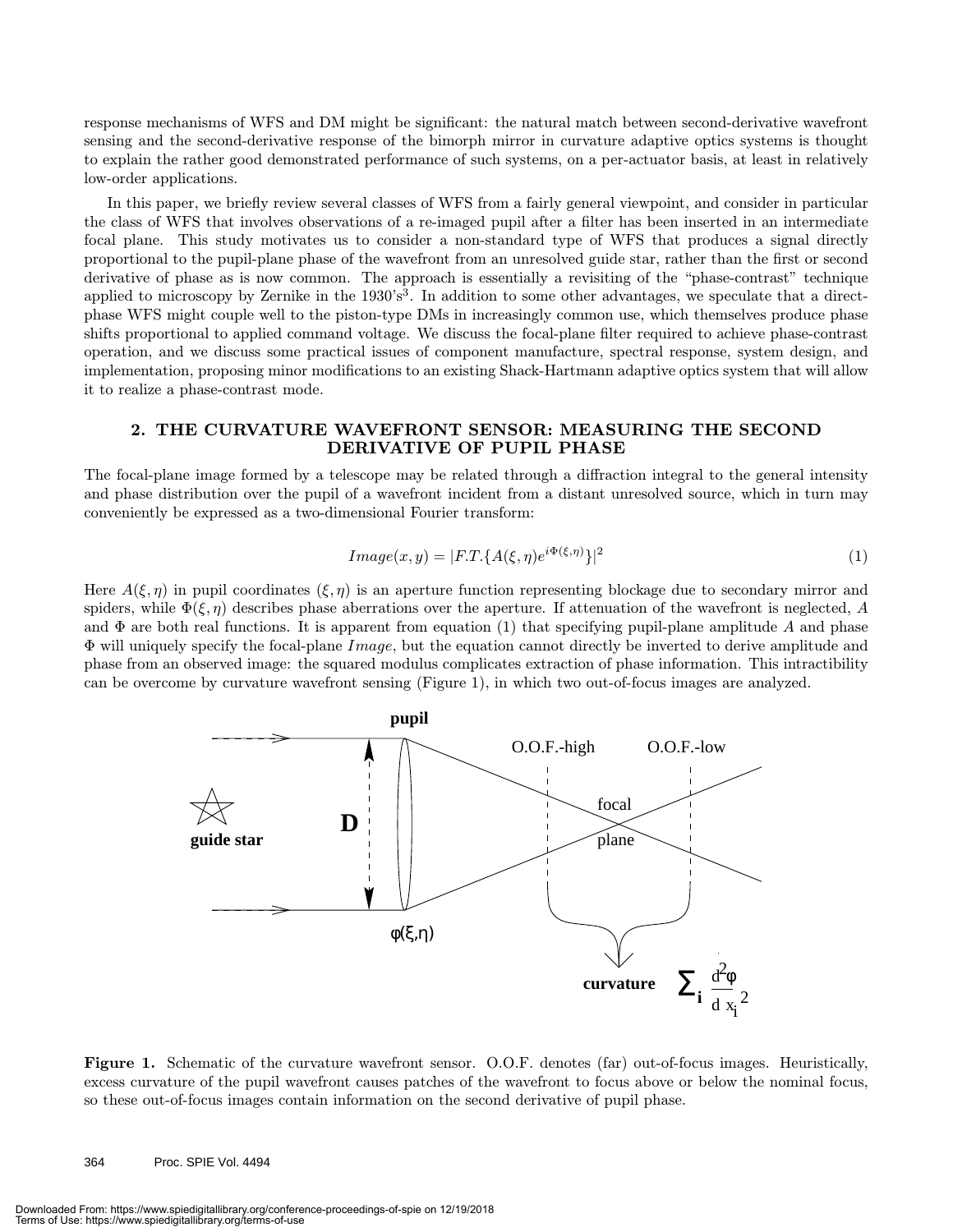response mechanisms of WFS and DM might be significant: the natural match between second-derivative wavefront sensing and the second-derivative response of the bimorph mirror in curvature adaptive optics systems is thought to explain the rather good demonstrated performance of such systems, on a per-actuator basis, at least in relatively low-order applications.

In this paper, we briefly review several classes of WFS from a fairly general viewpoint, and consider in particular the class of WFS that involves observations of a re-imaged pupil after a filter has been inserted in an intermediate focal plane. This study motivates us to consider a non-standard type of WFS that produces a signal directly proportional to the pupil-plane phase of the wavefront from an unresolved guide star, rather than the first or second derivative of phase as is now common. The approach is essentially a revisiting of the "phase-contrast" technique applied to microscopy by Zernike in the 1930's[3]. In addition to some other advantages, we speculate that a direct-phase WFS might couple well to the piston-type DMs in increasingly common use, which themselves produce phase shifts proportional to applied command voltage. We discuss the focal-plane filter required to achieve phase-contrast operation, and we discuss some practical issues of component manufacture, spectral response, system design, and implementation, proposing minor modifications to an existing Shack-Hartmann adaptive optics system that will allow it to realize a phase-contrast mode.

## 2. THE CURVATURE WAVEFRONT SENSOR: MEASURING THE SECOND DERIVATIVE OF PUPIL PHASE

The focal-plane image formed by a telescope may be related through a diffraction integral to the general intensity and phase distribution over the pupil of a wavefront incident from a distant unresolved source, which in turn may conveniently be expressed as a two-dimensional Fourier transform:

$$Image(x, y) = |F.T.\{A(\xi, \eta)e^{i\Phi(\xi,\eta)}\}|^2 \tag{1}$$

Here $A(\xi, \eta)$ in pupil coordinates $(\xi, \eta)$ is an aperture function representing blockage due to secondary mirror and spiders, while $\Phi(\xi, \eta)$ describes phase aberrations over the aperture. If attenuation of the wavefront is neglected, $A$ and $\Phi$ are both real functions. It is apparent from equation (1) that specifying pupil-plane amplitude $A$ and phase $\Phi$ will uniquely specify the focal-plane $Image$, but the equation cannot directly be inverted to derive amplitude and phase from an observed image: the squared modulus complicates extraction of phase information. This intractibility can be overcome by curvature wavefront sensing (Figure 1), in which two out-of-focus images are analyzed.

**Figure 1.** Schematic of the curvature wavefront sensor. O.O.F. denotes (far) out-of-focus images. Heuristically, excess curvature of the pupil wavefront causes patches of the wavefront to focus above or below the nominal focus, so these out-of-focus images contain information on the second derivative of pupil phase.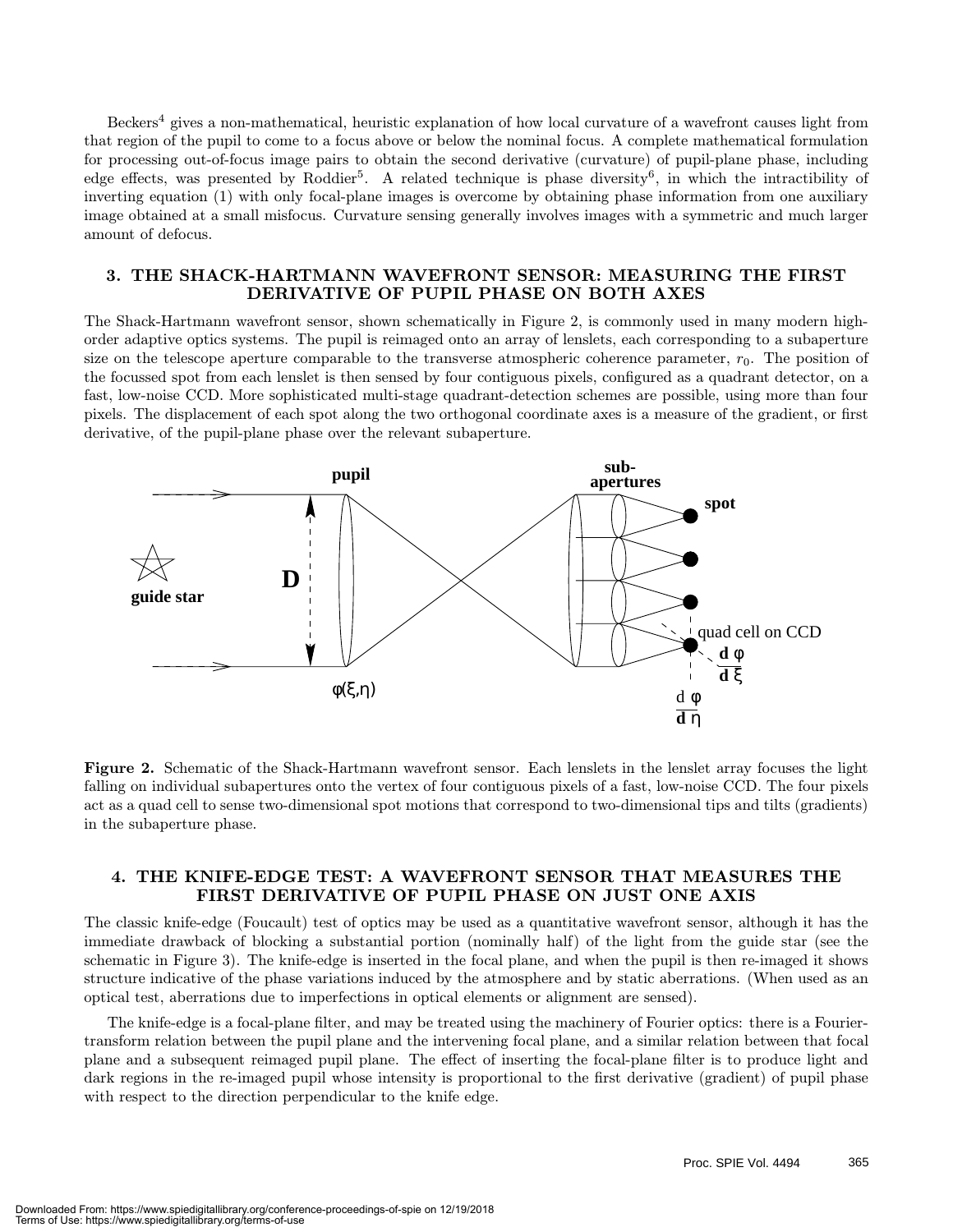Beckers[4] gives a non-mathematical, heuristic explanation of how local curvature of a wavefront causes light from that region of the pupil to come to a focus above or below the nominal focus. A complete mathematical formulation for processing out-of-focus image pairs to obtain the second derivative (curvature) of pupil-plane phase, including edge effects, was presented by Roddier[5]. A related technique is phase diversity[6], in which the intractibility of inverting equation (1) with only focal-plane images is overcome by obtaining phase information from one auxiliary image obtained at a small misfocus. Curvature sensing generally involves images with a symmetric and much larger amount of defocus.

## 3. THE SHACK-HARTMANN WAVEFRONT SENSOR: MEASURING THE FIRST DERIVATIVE OF PUPIL PHASE ON BOTH AXES

The Shack-Hartmann wavefront sensor, shown schematically in Figure 2, is commonly used in many modern high-order adaptive optics systems. The pupil is reimaged onto an array of lenslets, each corresponding to a subaperture size on the telescope aperture comparable to the transverse atmospheric coherence parameter, $r_0$. The position of the focussed spot from each lenslet is then sensed by four contiguous pixels, configured as a quadrant detector, on a fast, low-noise CCD. More sophisticated multi-stage quadrant-detection schemes are possible, using more than four pixels. The displacement of each spot along the two orthogonal coordinate axes is a measure of the gradient, or first derivative, of the pupil-plane phase over the relevant subaperture.

**Figure 2.** Schematic of the Shack-Hartmann wavefront sensor. Each lenslets in the lenslet array focuses the light falling on individual subapertures onto the vertex of four contiguous pixels of a fast, low-noise CCD. The four pixels act as a quad cell to sense two-dimensional spot motions that correspond to two-dimensional tips and tilts (gradients) in the subaperture phase.

## 4. THE KNIFE-EDGE TEST: A WAVEFRONT SENSOR THAT MEASURES THE FIRST DERIVATIVE OF PUPIL PHASE ON JUST ONE AXIS

The classic knife-edge (Foucault) test of optics may be used as a quantitative wavefront sensor, although it has the immediate drawback of blocking a substantial portion (nominally half) of the light from the guide star (see the schematic in Figure 3). The knife-edge is inserted in the focal plane, and when the pupil is then re-imaged it shows structure indicative of the phase variations induced by the atmosphere and by static aberrations. (When used as an optical test, aberrations due to imperfections in optical elements or alignment are sensed).

The knife-edge is a focal-plane filter, and may be treated using the machinery of Fourier optics: there is a Fourier-transform relation between the pupil plane and the intervening focal plane, and a similar relation between that focal plane and a subsequent reimaged pupil plane. The effect of inserting the focal-plane filter is to produce light and dark regions in the re-imaged pupil whose intensity is proportional to the first derivative (gradient) of pupil phase with respect to the direction perpendicular to the knife edge.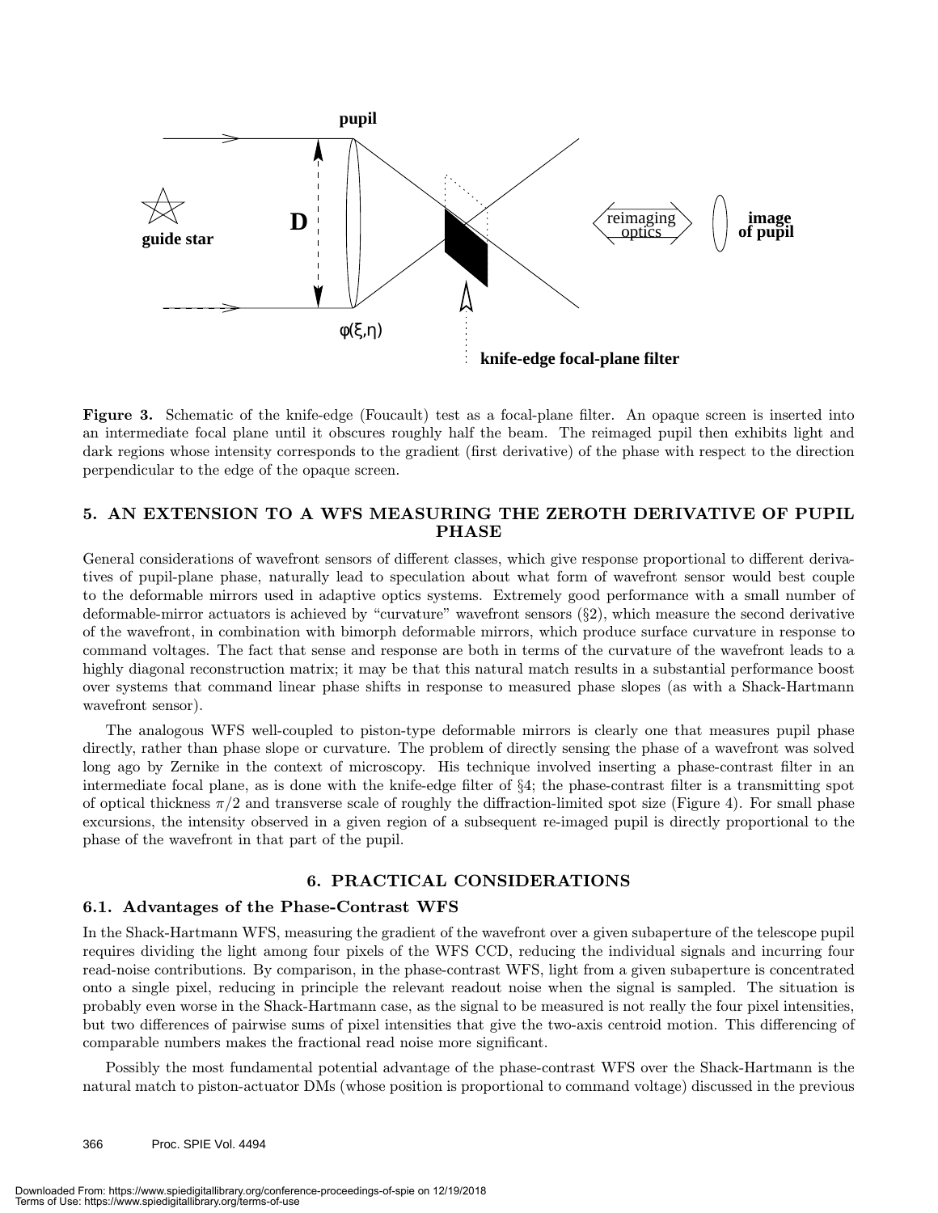**Figure 3.** Schematic of the knife-edge (Foucault) test as a focal-plane filter. An opaque screen is inserted into an intermediate focal plane until it obscures roughly half the beam. The reimaged pupil then exhibits light and dark regions whose intensity corresponds to the gradient (first derivative) of the phase with respect to the direction perpendicular to the edge of the opaque screen.

## 5. AN EXTENSION TO A WFS MEASURING THE ZEROTH DERIVATIVE OF PUPIL PHASE

General considerations of wavefront sensors of different classes, which give response proportional to different derivatives of pupil-plane phase, naturally lead to speculation about what form of wavefront sensor would best couple to the deformable mirrors used in adaptive optics systems. Extremely good performance with a small number of deformable-mirror actuators is achieved by "curvature" wavefront sensors (§2), which measure the second derivative of the wavefront, in combination with bimorph deformable mirrors, which produce surface curvature in response to command voltages. The fact that sense and response are both in terms of the curvature of the wavefront leads to a highly diagonal reconstruction matrix; it may be that this natural match results in a substantial performance boost over systems that command linear phase shifts in response to measured phase slopes (as with a Shack-Hartmann wavefront sensor).

The analogous WFS well-coupled to piston-type deformable mirrors is clearly one that measures pupil phase directly, rather than phase slope or curvature. The problem of directly sensing the phase of a wavefront was solved long ago by Zernike in the context of microscopy. His technique involved inserting a phase-contrast filter in an intermediate focal plane, as is done with the knife-edge filter of §4; the phase-contrast filter is a transmitting spot of optical thickness $\pi/2$ and transverse scale of roughly the diffraction-limited spot size (Figure 4). For small phase excursions, the intensity observed in a given region of a subsequent re-imaged pupil is directly proportional to the phase of the wavefront in that part of the pupil.

## 6. PRACTICAL CONSIDERATIONS

### 6.1. Advantages of the Phase-Contrast WFS

In the Shack-Hartmann WFS, measuring the gradient of the wavefront over a given subaperture of the telescope pupil requires dividing the light among four pixels of the WFS CCD, reducing the individual signals and incurring four read-noise contributions. By comparison, in the phase-contrast WFS, light from a given subaperture is concentrated onto a single pixel, reducing in principle the relevant readout noise when the signal is sampled. The situation is probably even worse in the Shack-Hartmann case, as the signal to be measured is not really the four pixel intensities, but two differences of pairwise sums of pixel intensities that give the two-axis centroid motion. This differencing of comparable numbers makes the fractional read noise more significant.

Possibly the most fundamental potential advantage of the phase-contrast WFS over the Shack-Hartmann is the natural match to piston-actuator DMs (whose position is proportional to command voltage) discussed in the previous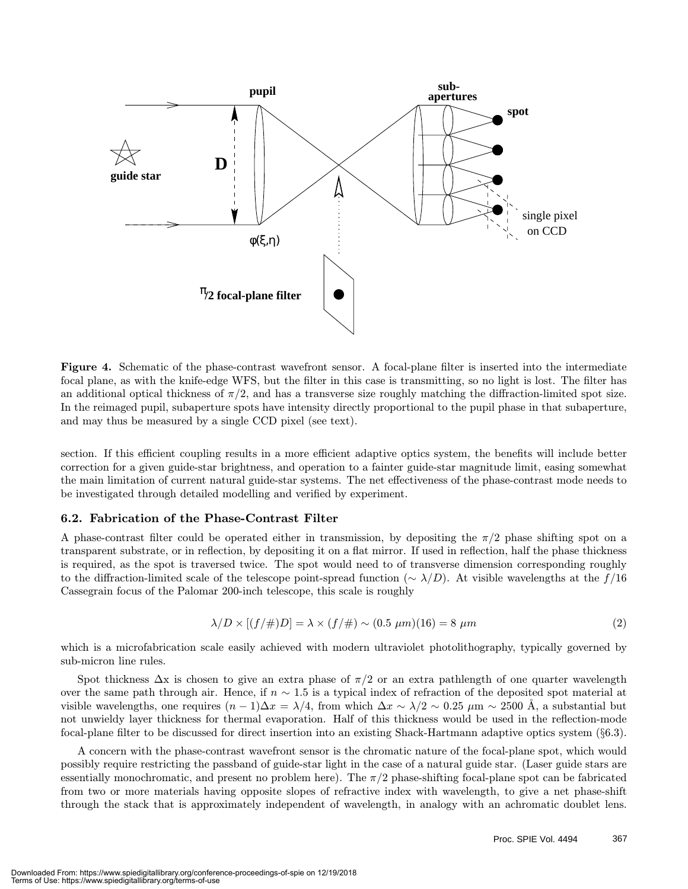**Figure 4.** Schematic of the phase-contrast wavefront sensor. A focal-plane filter is inserted into the intermediate focal plane, as with the knife-edge WFS, but the filter in this case is transmitting, so no light is lost. The filter has an additional optical thickness of $\pi/2$, and has a transverse size roughly matching the diffraction-limited spot size. In the reimaged pupil, subaperture spots have intensity directly proportional to the pupil phase in that subaperture, and may thus be measured by a single CCD pixel (see text).

section. If this efficient coupling results in a more efficient adaptive optics system, the benefits will include better correction for a given guide-star brightness, and operation to a fainter guide-star magnitude limit, easing somewhat the main limitation of current natural guide-star systems. The net effectiveness of the phase-contrast mode needs to be investigated through detailed modelling and verified by experiment.

### 6.2. Fabrication of the Phase-Contrast Filter

A phase-contrast filter could be operated either in transmission, by depositing the $\pi/2$ phase shifting spot on a transparent substrate, or in reflection, by depositing it on a flat mirror. If used in reflection, half the phase thickness is required, as the spot is traversed twice. The spot would need to of transverse dimension corresponding roughly to the diffraction-limited scale of the telescope point-spread function ($\sim \lambda/D$). At visible wavelengths at the $f/16$ Cassegrain focus of the Palomar 200-inch telescope, this scale is roughly

$$\lambda/D \times [(f/\#)D] = \lambda \times (f/\#) \sim (0.5\ \mu m)(16) = 8\ \mu m \tag{2}$$

which is a microfabrication scale easily achieved with modern ultraviolet photolithography, typically governed by sub-micron line rules.

Spot thickness $\Delta$x is chosen to give an extra phase of $\pi/2$ or an extra pathlength of one quarter wavelength over the same path through air. Hence, if $n \sim 1.5$ is a typical index of refraction of the deposited spot material at visible wavelengths, one requires $(n-1)\Delta x = \lambda/4$, from which $\Delta x \sim \lambda/2 \sim 0.25\ \mu\text{m} \sim 2500$ Å, a substantial but not unwieldy layer thickness for thermal evaporation. Half of this thickness would be used in the reflection-mode focal-plane filter to be discussed for direct insertion into an existing Shack-Hartmann adaptive optics system (§6.3).

A concern with the phase-contrast wavefront sensor is the chromatic nature of the focal-plane spot, which would possibly require restricting the passband of guide-star light in the case of a natural guide star. (Laser guide stars are essentially monochromatic, and present no problem here). The $\pi/2$ phase-shifting focal-plane spot can be fabricated from two or more materials having opposite slopes of refractive index with wavelength, to give a net phase-shift through the stack that is approximately independent of wavelength, in analogy with an achromatic doublet lens.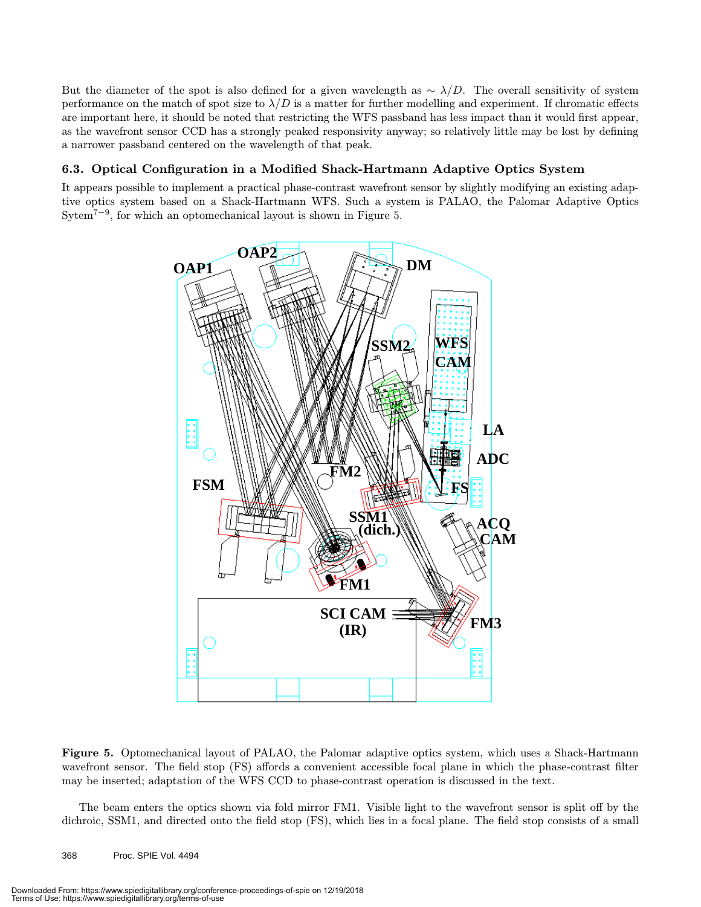But the diameter of the spot is also defined for a given wavelength as $\sim \lambda/D$. The overall sensitivity of system performance on the match of spot size to $\lambda/D$ is a matter for further modelling and experiment. If chromatic effects are important here, it should be noted that restricting the WFS passband has less impact than it would first appear, as the wavefront sensor CCD has a strongly peaked responsivity anyway; so relatively little may be lost by defining a narrower passband centered on the wavelength of that peak.

### 6.3. Optical Configuration in a Modified Shack-Hartmann Adaptive Optics System

It appears possible to implement a practical phase-contrast wavefront sensor by slightly modifying an existing adaptive optics system based on a Shack-Hartmann WFS. Such a system is PALAO, the Palomar Adaptive Optics Sytem[7–9], for which an optomechanical layout is shown in Figure 5.

**Figure 5.** Optomechanical layout of PALAO, the Palomar adaptive optics system, which uses a Shack-Hartmann wavefront sensor. The field stop (FS) affords a convenient accessible focal plane in which the phase-contrast filter may be inserted; adaptation of the WFS CCD to phase-contrast operation is discussed in the text.

The beam enters the optics shown via fold mirror FM1. Visible light to the wavefront sensor is split off by the dichroic, SSM1, and directed onto the field stop (FS), which lies in a focal plane. The field stop consists of a small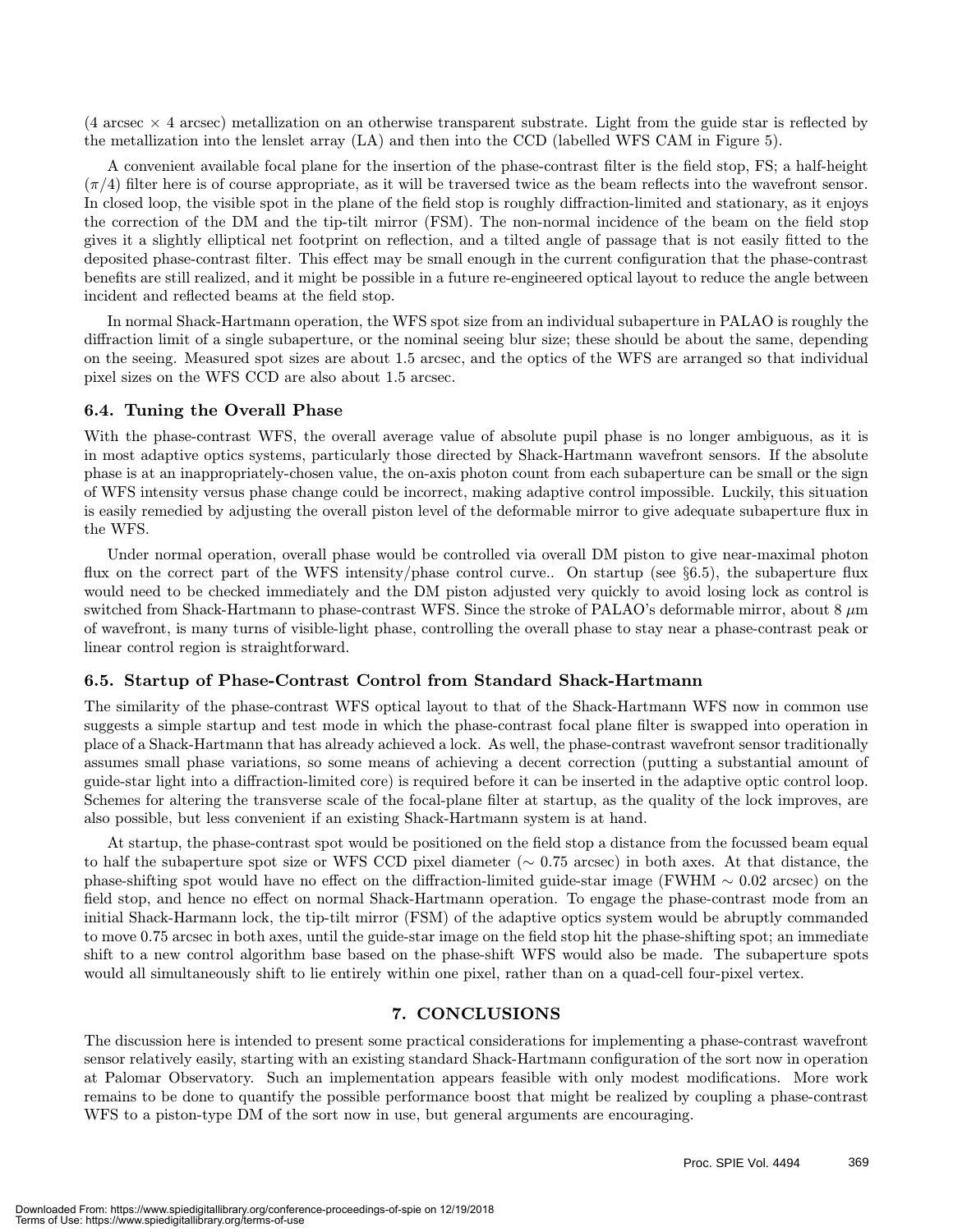(4 arcsec × 4 arcsec) metallization on an otherwise transparent substrate. Light from the guide star is reflected by the metallization into the lenslet array (LA) and then into the CCD (labelled WFS CAM in Figure 5).

A convenient available focal plane for the insertion of the phase-contrast filter is the field stop, FS; a half-height ($\pi/4$) filter here is of course appropriate, as it will be traversed twice as the beam reflects into the wavefront sensor. In closed loop, the visible spot in the plane of the field stop is roughly diffraction-limited and stationary, as it enjoys the correction of the DM and the tip-tilt mirror (FSM). The non-normal incidence of the beam on the field stop gives it a slightly elliptical net footprint on reflection, and a tilted angle of passage that is not easily fitted to the deposited phase-contrast filter. This effect may be small enough in the current configuration that the phase-contrast benefits are still realized, and it might be possible in a future re-engineered optical layout to reduce the angle between incident and reflected beams at the field stop.

In normal Shack-Hartmann operation, the WFS spot size from an individual subaperture in PALAO is roughly the diffraction limit of a single subaperture, or the nominal seeing blur size; these should be about the same, depending on the seeing. Measured spot sizes are about 1.5 arcsec, and the optics of the WFS are arranged so that individual pixel sizes on the WFS CCD are also about 1.5 arcsec.

### 6.4. Tuning the Overall Phase

With the phase-contrast WFS, the overall average value of absolute pupil phase is no longer ambiguous, as it is in most adaptive optics systems, particularly those directed by Shack-Hartmann wavefront sensors. If the absolute phase is at an inappropriately-chosen value, the on-axis photon count from each subaperture can be small or the sign of WFS intensity versus phase change could be incorrect, making adaptive control impossible. Luckily, this situation is easily remedied by adjusting the overall piston level of the deformable mirror to give adequate subaperture flux in the WFS.

Under normal operation, overall phase would be controlled via overall DM piston to give near-maximal photon flux on the correct part of the WFS intensity/phase control curve.. On startup (see §6.5), the subaperture flux would need to be checked immediately and the DM piston adjusted very quickly to avoid losing lock as control is switched from Shack-Hartmann to phase-contrast WFS. Since the stroke of PALAO's deformable mirror, about 8 $\mu$m of wavefront, is many turns of visible-light phase, controlling the overall phase to stay near a phase-contrast peak or linear control region is straightforward.

### 6.5. Startup of Phase-Contrast Control from Standard Shack-Hartmann

The similarity of the phase-contrast WFS optical layout to that of the Shack-Hartmann WFS now in common use suggests a simple startup and test mode in which the phase-contrast focal plane filter is swapped into operation in place of a Shack-Hartmann that has already achieved a lock. As well, the phase-contrast wavefront sensor traditionally assumes small phase variations, so some means of achieving a decent correction (putting a substantial amount of guide-star light into a diffraction-limited core) is required before it can be inserted in the adaptive optic control loop. Schemes for altering the transverse scale of the focal-plane filter at startup, as the quality of the lock improves, are also possible, but less convenient if an existing Shack-Hartmann system is at hand.

At startup, the phase-contrast spot would be positioned on the field stop a distance from the focussed beam equal to half the subaperture spot size or WFS CCD pixel diameter ($\sim$ 0.75 arcsec) in both axes. At that distance, the phase-shifting spot would have no effect on the diffraction-limited guide-star image (FWHM $\sim$ 0.02 arcsec) on the field stop, and hence no effect on normal Shack-Hartmann operation. To engage the phase-contrast mode from an initial Shack-Harmann lock, the tip-tilt mirror (FSM) of the adaptive optics system would be abruptly commanded to move 0.75 arcsec in both axes, until the guide-star image on the field stop hit the phase-shifting spot; an immediate shift to a new control algorithm base based on the phase-shift WFS would also be made. The subaperture spots would all simultaneously shift to lie entirely within one pixel, rather than on a quad-cell four-pixel vertex.

## 7. CONCLUSIONS

The discussion here is intended to present some practical considerations for implementing a phase-contrast wavefront sensor relatively easily, starting with an existing standard Shack-Hartmann configuration of the sort now in operation at Palomar Observatory. Such an implementation appears feasible with only modest modifications. More work remains to be done to quantify the possible performance boost that might be realized by coupling a phase-contrast WFS to a piston-type DM of the sort now in use, but general arguments are encouraging.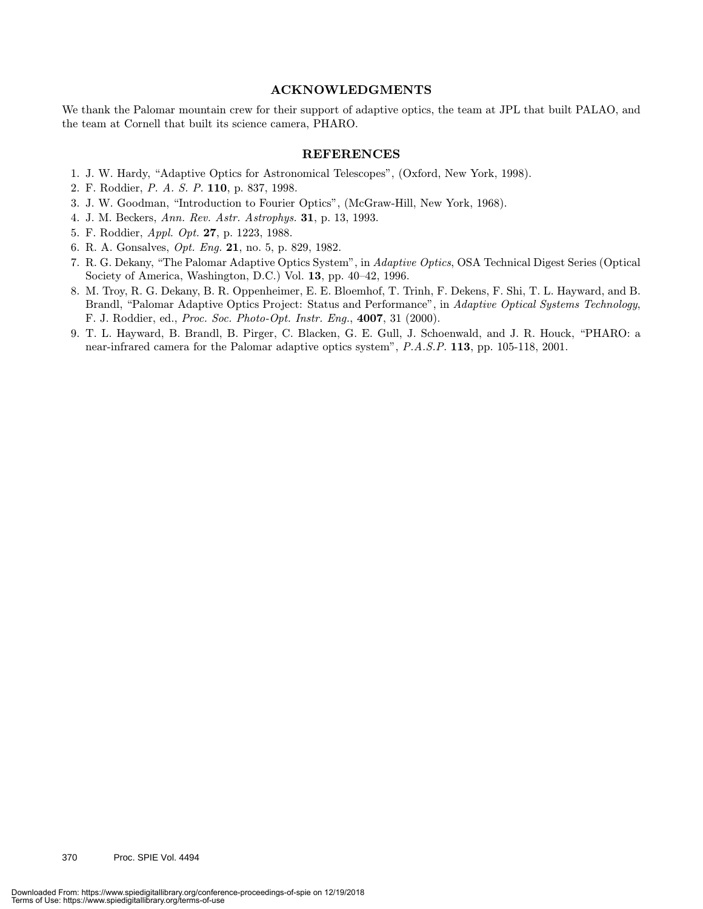## ACKNOWLEDGMENTS

We thank the Palomar mountain crew for their support of adaptive optics, the team at JPL that built PALAO, and the team at Cornell that built its science camera, PHARO.

## REFERENCES

1. J. W. Hardy, "Adaptive Optics for Astronomical Telescopes", (Oxford, New York, 1998).
2. F. Roddier, *P. A. S. P.* **110**, p. 837, 1998.
3. J. W. Goodman, "Introduction to Fourier Optics", (McGraw-Hill, New York, 1968).
4. J. M. Beckers, *Ann. Rev. Astr. Astrophys.* **31**, p. 13, 1993.
5. F. Roddier, *Appl. Opt.* **27**, p. 1223, 1988.
6. R. A. Gonsalves, *Opt. Eng.* **21**, no. 5, p. 829, 1982.
7. R. G. Dekany, "The Palomar Adaptive Optics System", in *Adaptive Optics*, OSA Technical Digest Series (Optical Society of America, Washington, D.C.) Vol. **13**, pp. 40–42, 1996.
8. M. Troy, R. G. Dekany, B. R. Oppenheimer, E. E. Bloemhof, T. Trinh, F. Dekens, F. Shi, T. L. Hayward, and B. Brandl, "Palomar Adaptive Optics Project: Status and Performance", in *Adaptive Optical Systems Technology*, F. J. Roddier, ed., *Proc. Soc. Photo-Opt. Instr. Eng.*, **4007**, 31 (2000).
9. T. L. Hayward, B. Brandl, B. Pirger, C. Blacken, G. E. Gull, J. Schoenwald, and J. R. Houck, "PHARO: a near-infrared camera for the Palomar adaptive optics system", *P.A.S.P.* **113**, pp. 105-118, 2001.